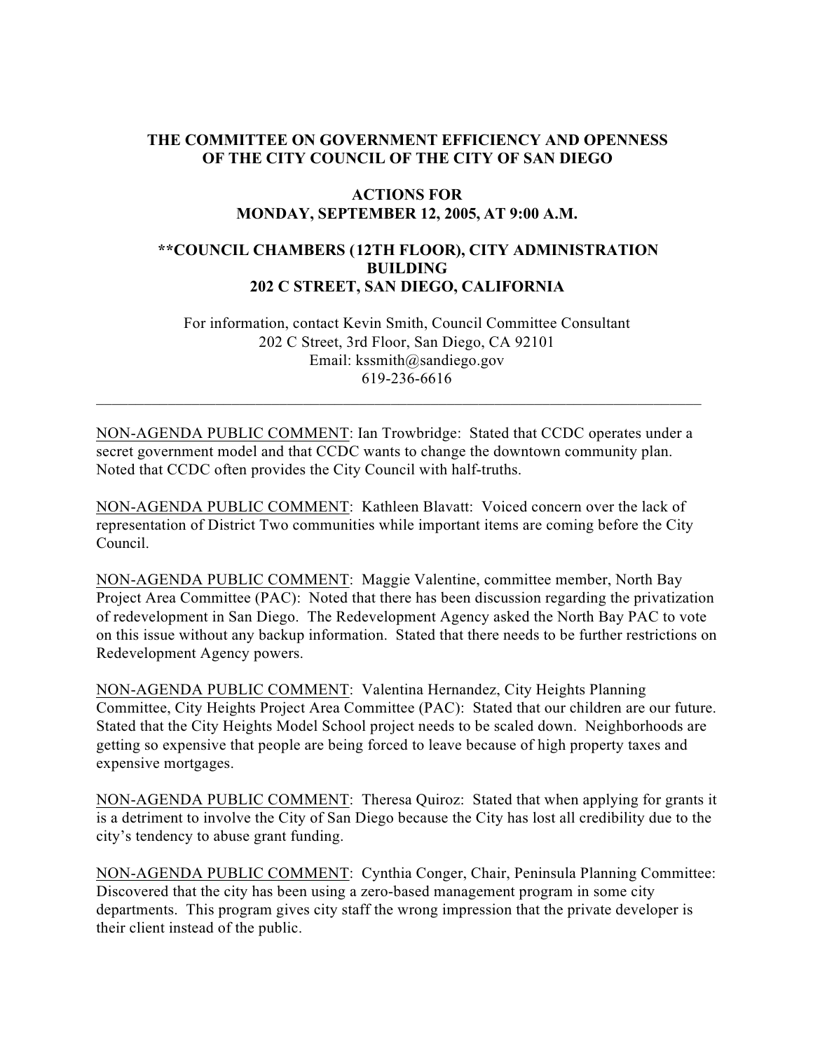**THE COMMITTEE ON GOVERNMENT EFFICIENCY AND OPENNESS OF THE CITY COUNCIL OF THE CITY OF SAN DIEGO**

**ACTIONS FOR MONDAY, SEPTEMBER 12, 2005, AT 9:00 A.M.**

**\*\*COUNCIL CHAMBERS (12TH FLOOR), CITY ADMINISTRATION BUILDING 202 C STREET, SAN DIEGO, CALIFORNIA**

For information, contact Kevin Smith, Council Committee Consultant
202 C Street, 3rd Floor, San Diego, CA 92101
Email: kssmith@sandiego.gov
619-236-6616

---

NON-AGENDA PUBLIC COMMENT: Ian Trowbridge: Stated that CCDC operates under a secret government model and that CCDC wants to change the downtown community plan. Noted that CCDC often provides the City Council with half-truths.

NON-AGENDA PUBLIC COMMENT: Kathleen Blavatt: Voiced concern over the lack of representation of District Two communities while important items are coming before the City Council.

NON-AGENDA PUBLIC COMMENT: Maggie Valentine, committee member, North Bay Project Area Committee (PAC): Noted that there has been discussion regarding the privatization of redevelopment in San Diego. The Redevelopment Agency asked the North Bay PAC to vote on this issue without any backup information. Stated that there needs to be further restrictions on Redevelopment Agency powers.

NON-AGENDA PUBLIC COMMENT: Valentina Hernandez, City Heights Planning Committee, City Heights Project Area Committee (PAC): Stated that our children are our future. Stated that the City Heights Model School project needs to be scaled down. Neighborhoods are getting so expensive that people are being forced to leave because of high property taxes and expensive mortgages.

NON-AGENDA PUBLIC COMMENT: Theresa Quiroz: Stated that when applying for grants it is a detriment to involve the City of San Diego because the City has lost all credibility due to the city's tendency to abuse grant funding.

NON-AGENDA PUBLIC COMMENT: Cynthia Conger, Chair, Peninsula Planning Committee: Discovered that the city has been using a zero-based management program in some city departments. This program gives city staff the wrong impression that the private developer is their client instead of the public.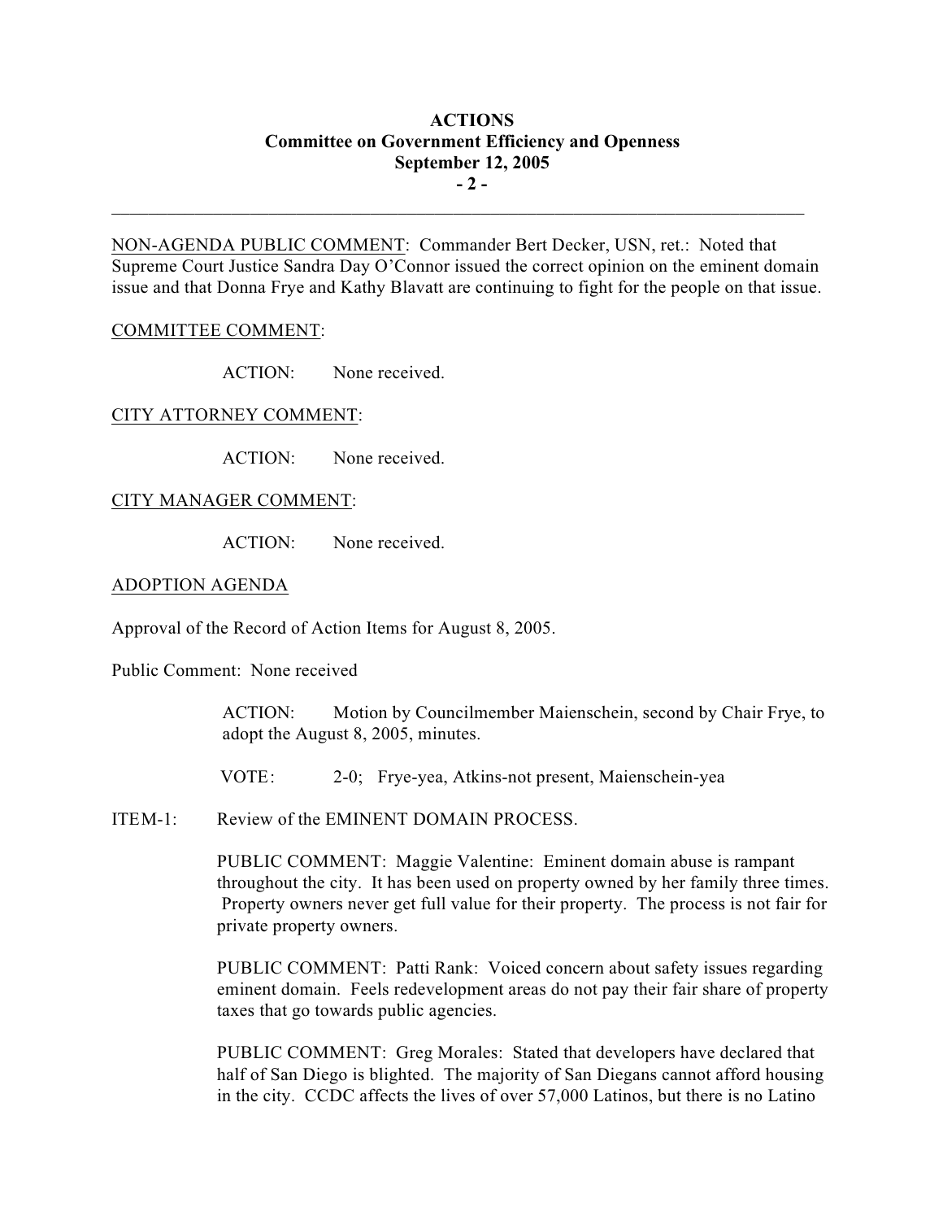NON-AGENDA PUBLIC COMMENT: Commander Bert Decker, USN, ret.: Noted that Supreme Court Justice Sandra Day O'Connor issued the correct opinion on the eminent domain issue and that Donna Frye and Kathy Blavatt are continuing to fight for the people on that issue.

COMMITTEE COMMENT:

ACTION: None received.

CITY ATTORNEY COMMENT:

ACTION: None received.

CITY MANAGER COMMENT:

ACTION: None received.

ADOPTION AGENDA

Approval of the Record of Action Items for August 8, 2005.

Public Comment: None received

ACTION: Motion by Councilmember Maienschein, second by Chair Frye, to adopt the August 8, 2005, minutes.

VOTE: 2-0; Frye-yea, Atkins-not present, Maienschein-yea

ITEM-1: Review of the EMINENT DOMAIN PROCESS.

PUBLIC COMMENT: Maggie Valentine: Eminent domain abuse is rampant throughout the city. It has been used on property owned by her family three times. Property owners never get full value for their property. The process is not fair for private property owners.

PUBLIC COMMENT: Patti Rank: Voiced concern about safety issues regarding eminent domain. Feels redevelopment areas do not pay their fair share of property taxes that go towards public agencies.

PUBLIC COMMENT: Greg Morales: Stated that developers have declared that half of San Diego is blighted. The majority of San Diegans cannot afford housing in the city. CCDC affects the lives of over 57,000 Latinos, but there is no Latino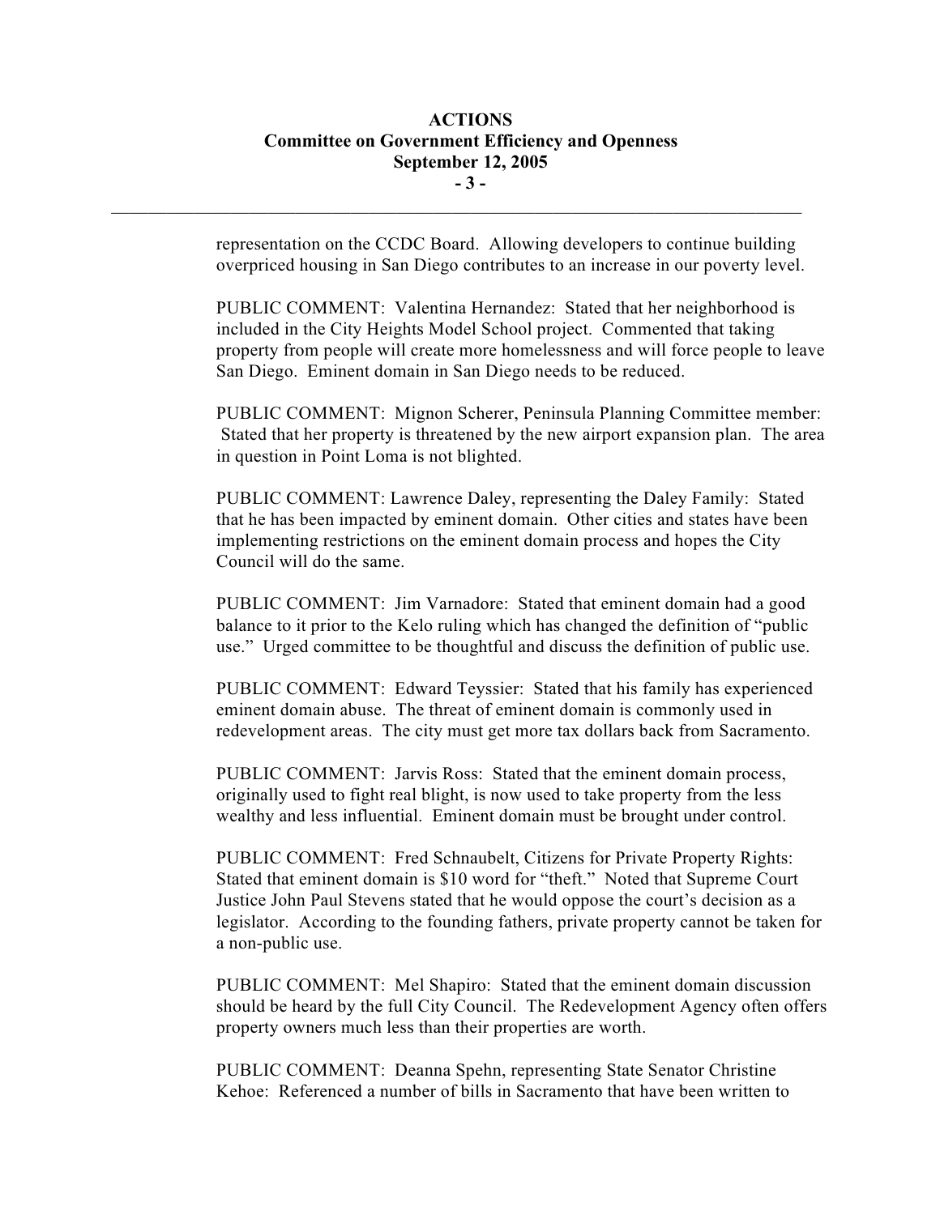representation on the CCDC Board. Allowing developers to continue building overpriced housing in San Diego contributes to an increase in our poverty level.

PUBLIC COMMENT: Valentina Hernandez: Stated that her neighborhood is included in the City Heights Model School project. Commented that taking property from people will create more homelessness and will force people to leave San Diego. Eminent domain in San Diego needs to be reduced.

PUBLIC COMMENT: Mignon Scherer, Peninsula Planning Committee member: Stated that her property is threatened by the new airport expansion plan. The area in question in Point Loma is not blighted.

PUBLIC COMMENT: Lawrence Daley, representing the Daley Family: Stated that he has been impacted by eminent domain. Other cities and states have been implementing restrictions on the eminent domain process and hopes the City Council will do the same.

PUBLIC COMMENT: Jim Varnadore: Stated that eminent domain had a good balance to it prior to the Kelo ruling which has changed the definition of "public use." Urged committee to be thoughtful and discuss the definition of public use.

PUBLIC COMMENT: Edward Teyssier: Stated that his family has experienced eminent domain abuse. The threat of eminent domain is commonly used in redevelopment areas. The city must get more tax dollars back from Sacramento.

PUBLIC COMMENT: Jarvis Ross: Stated that the eminent domain process, originally used to fight real blight, is now used to take property from the less wealthy and less influential. Eminent domain must be brought under control.

PUBLIC COMMENT: Fred Schnaubelt, Citizens for Private Property Rights: Stated that eminent domain is $10 word for "theft." Noted that Supreme Court Justice John Paul Stevens stated that he would oppose the court's decision as a legislator. According to the founding fathers, private property cannot be taken for a non-public use.

PUBLIC COMMENT: Mel Shapiro: Stated that the eminent domain discussion should be heard by the full City Council. The Redevelopment Agency often offers property owners much less than their properties are worth.

PUBLIC COMMENT: Deanna Spehn, representing State Senator Christine Kehoe: Referenced a number of bills in Sacramento that have been written to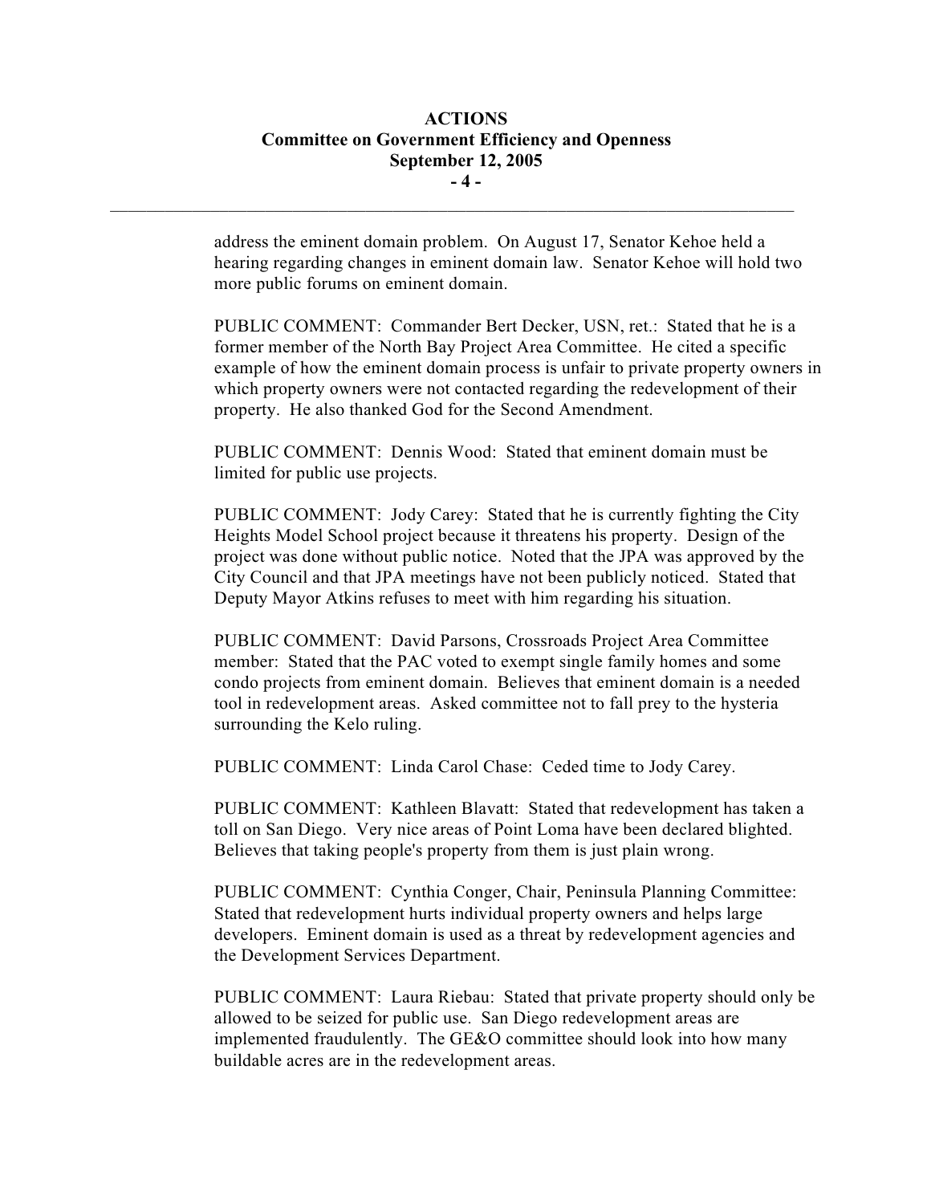address the eminent domain problem. On August 17, Senator Kehoe held a hearing regarding changes in eminent domain law. Senator Kehoe will hold two more public forums on eminent domain.

PUBLIC COMMENT: Commander Bert Decker, USN, ret.: Stated that he is a former member of the North Bay Project Area Committee. He cited a specific example of how the eminent domain process is unfair to private property owners in which property owners were not contacted regarding the redevelopment of their property. He also thanked God for the Second Amendment.

PUBLIC COMMENT: Dennis Wood: Stated that eminent domain must be limited for public use projects.

PUBLIC COMMENT: Jody Carey: Stated that he is currently fighting the City Heights Model School project because it threatens his property. Design of the project was done without public notice. Noted that the JPA was approved by the City Council and that JPA meetings have not been publicly noticed. Stated that Deputy Mayor Atkins refuses to meet with him regarding his situation.

PUBLIC COMMENT: David Parsons, Crossroads Project Area Committee member: Stated that the PAC voted to exempt single family homes and some condo projects from eminent domain. Believes that eminent domain is a needed tool in redevelopment areas. Asked committee not to fall prey to the hysteria surrounding the Kelo ruling.

PUBLIC COMMENT: Linda Carol Chase: Ceded time to Jody Carey.

PUBLIC COMMENT: Kathleen Blavatt: Stated that redevelopment has taken a toll on San Diego. Very nice areas of Point Loma have been declared blighted. Believes that taking people's property from them is just plain wrong.

PUBLIC COMMENT: Cynthia Conger, Chair, Peninsula Planning Committee: Stated that redevelopment hurts individual property owners and helps large developers. Eminent domain is used as a threat by redevelopment agencies and the Development Services Department.

PUBLIC COMMENT: Laura Riebau: Stated that private property should only be allowed to be seized for public use. San Diego redevelopment areas are implemented fraudulently. The GE&O committee should look into how many buildable acres are in the redevelopment areas.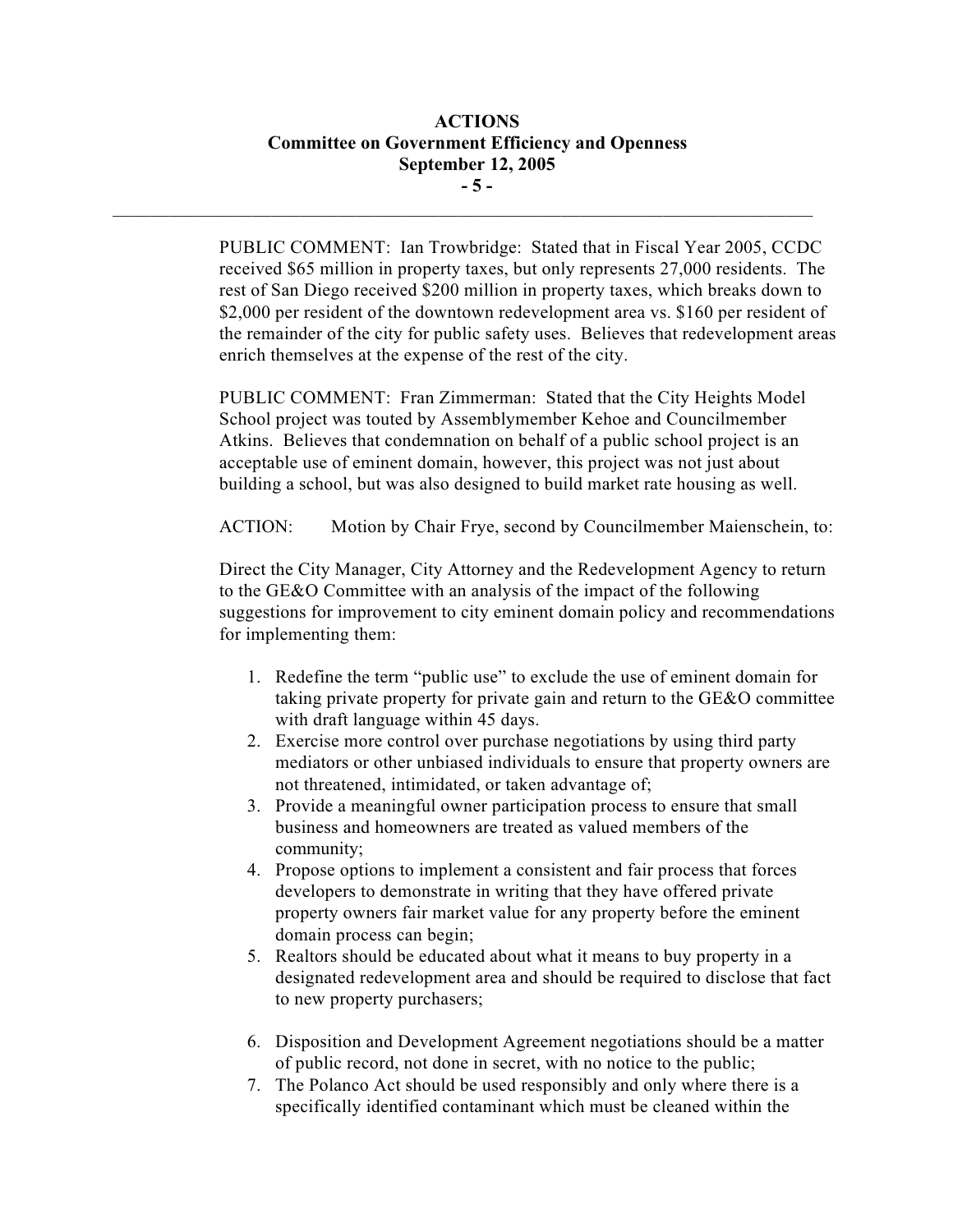PUBLIC COMMENT: Ian Trowbridge: Stated that in Fiscal Year 2005, CCDC received $65 million in property taxes, but only represents 27,000 residents. The rest of San Diego received $200 million in property taxes, which breaks down to $2,000 per resident of the downtown redevelopment area vs. $160 per resident of the remainder of the city for public safety uses. Believes that redevelopment areas enrich themselves at the expense of the rest of the city.

PUBLIC COMMENT: Fran Zimmerman: Stated that the City Heights Model School project was touted by Assemblymember Kehoe and Councilmember Atkins. Believes that condemnation on behalf of a public school project is an acceptable use of eminent domain, however, this project was not just about building a school, but was also designed to build market rate housing as well.

ACTION: Motion by Chair Frye, second by Councilmember Maienschein, to:

Direct the City Manager, City Attorney and the Redevelopment Agency to return to the GE&O Committee with an analysis of the impact of the following suggestions for improvement to city eminent domain policy and recommendations for implementing them:

1. Redefine the term "public use" to exclude the use of eminent domain for taking private property for private gain and return to the GE&O committee with draft language within 45 days.
2. Exercise more control over purchase negotiations by using third party mediators or other unbiased individuals to ensure that property owners are not threatened, intimidated, or taken advantage of;
3. Provide a meaningful owner participation process to ensure that small business and homeowners are treated as valued members of the community;
4. Propose options to implement a consistent and fair process that forces developers to demonstrate in writing that they have offered private property owners fair market value for any property before the eminent domain process can begin;
5. Realtors should be educated about what it means to buy property in a designated redevelopment area and should be required to disclose that fact to new property purchasers;
6. Disposition and Development Agreement negotiations should be a matter of public record, not done in secret, with no notice to the public;
7. The Polanco Act should be used responsibly and only where there is a specifically identified contaminant which must be cleaned within the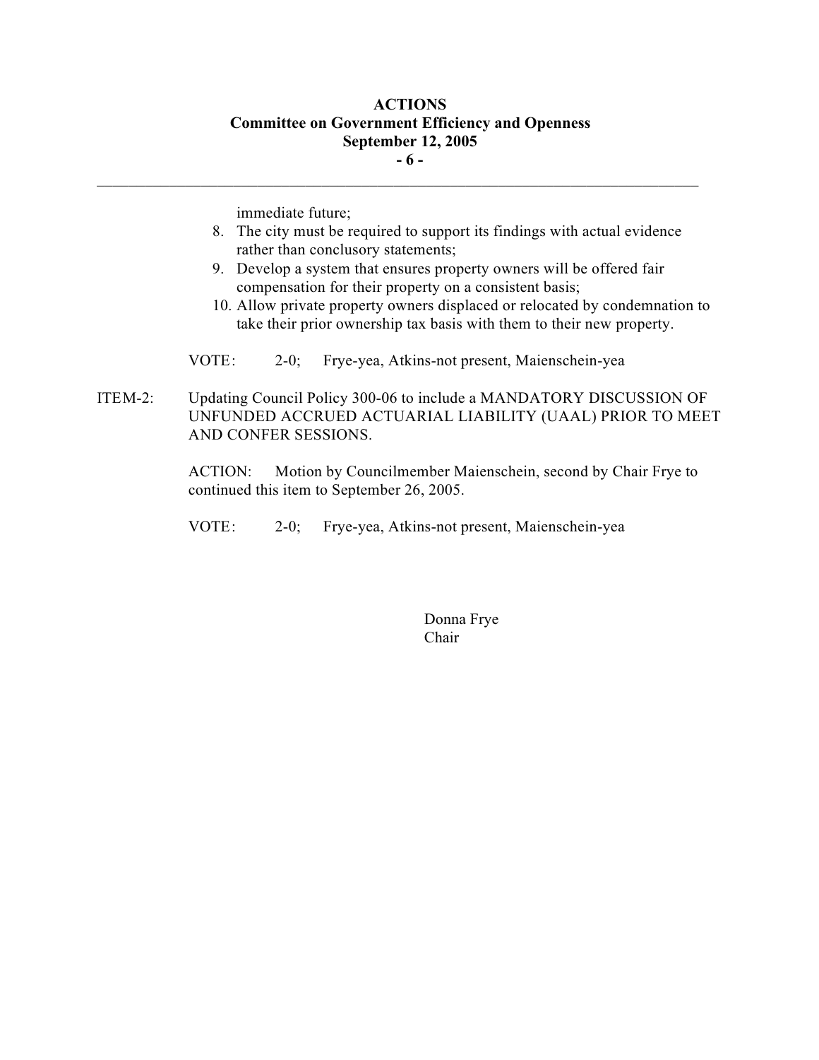immediate future;

8. The city must be required to support its findings with actual evidence rather than conclusory statements;
9. Develop a system that ensures property owners will be offered fair compensation for their property on a consistent basis;
10. Allow private property owners displaced or relocated by condemnation to take their prior ownership tax basis with them to their new property.

VOTE: 2-0; Frye-yea, Atkins-not present, Maienschein-yea

ITEM-2: Updating Council Policy 300-06 to include a MANDATORY DISCUSSION OF UNFUNDED ACCRUED ACTUARIAL LIABILITY (UAAL) PRIOR TO MEET AND CONFER SESSIONS.

ACTION: Motion by Councilmember Maienschein, second by Chair Frye to continued this item to September 26, 2005.

VOTE: 2-0; Frye-yea, Atkins-not present, Maienschein-yea

Donna Frye
Chair